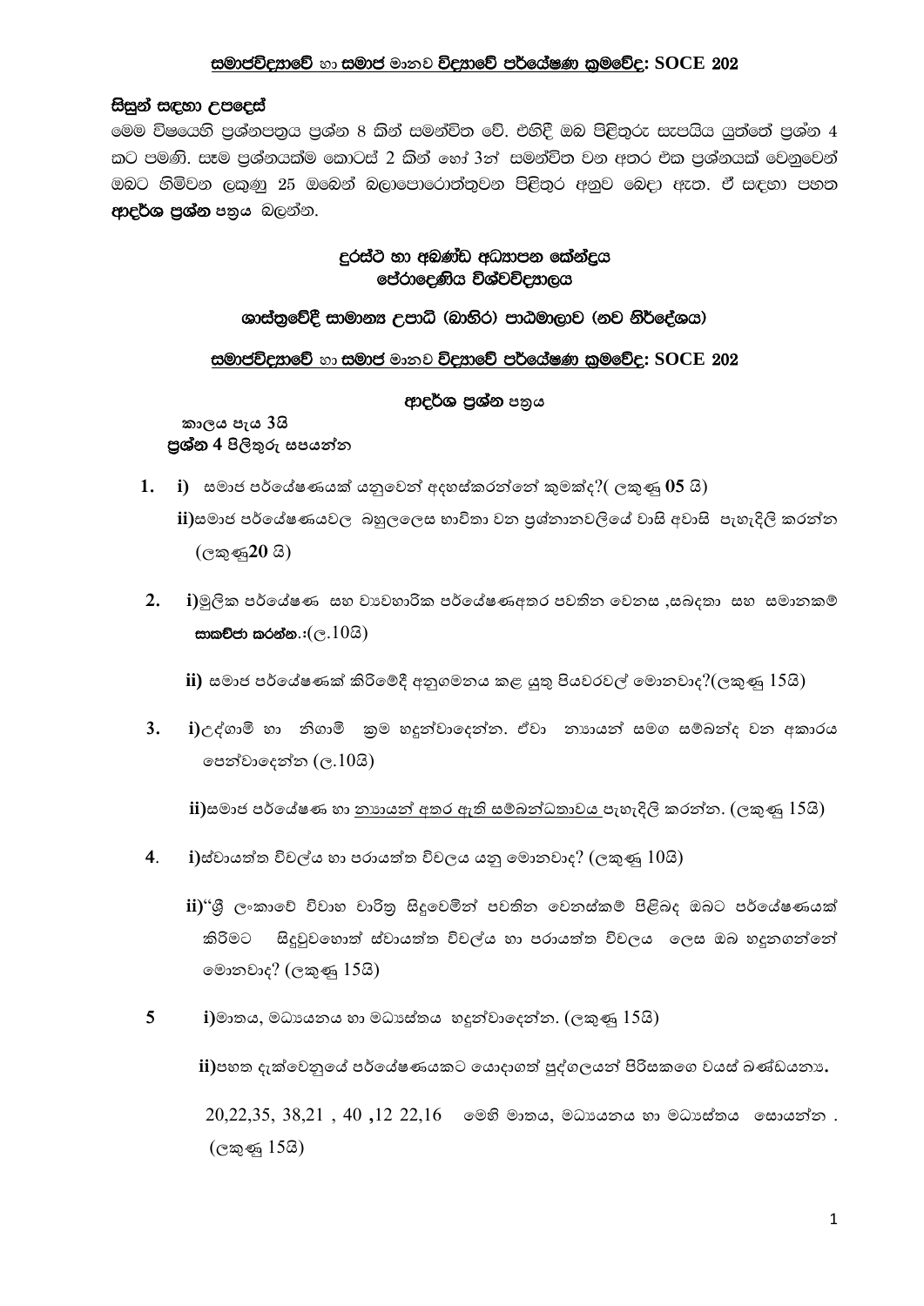**<u>සමාජවිද්‍යාවේ</u> හා <u>සමාජ මානව විද්‍යාවේ පර්යේෂණ ක්‍රමවේද</u>: SOCE 202**

**සිසුන් සඳහා උපදෙස්**

මෙම විෂයෙහි ප්‍රශ්නපත්‍රය ප්‍රශ්න 8 කින් සමන්විත වේ. එහිදී ඔබ පිළිතුරු සැපයිය යුත්තේ ප්‍රශ්න 4 කට පමණි. සෑම ප්‍රශ්නයක්ම කොටස් 2 කින් හෝ 3න් සමන්විත වන අතර එක ප්‍රශ්නයක් වෙනුවෙන් ඔබට හිමිවන ලකුණු 25 ඔබෙන් බලාපොරොත්තුවන පිළිතුර අනුව බෙදා ඇත. ඒ සඳහා පහත **ආදර්ශ ප්‍රශ්න** පත්‍රය බලන්න.

**දුරස්ථ හා අඛණ්ඩ අධ්‍යාපන කේන්ද්‍රය**
**පේරාදෙණිය විශ්වවිද්‍යාලය**

**ශාස්ත්‍රවේදී සාමාන්‍ය උපාධි (බාහිර) පාඨමාලාව (නව නිර්දේශය)**

**<u>සමාජවිද්‍යාවේ</u> හා <u>සමාජ මානව විද්‍යාවේ පර්යේෂණ ක්‍රමවේද</u>: SOCE 202**

**ආදර්ශ ප්‍රශ්න පත්‍රය**

**කාලය පැය 3යි**
**ප්‍රශ්න 4 පිළිතුරු සපයන්න**

1. **i)** සමාජ පර්යේෂණයක් යනුවෙන් අදහස්කරන්නේ කුමක්ද?( ලකුණු **05** යි)

   **ii)** සමාජ පර්යේෂණයවල බහුලලෙස භාවිතා වන ප්‍රශ්නානවලියේ වාසි අවාසි පැහැදිලි කරන්න (ලකුණු**20** යි)

2. **i)** මූලික පර්යේෂණ සහ ව්‍යවහාරික පර්යේෂණඅතර පවතින වෙනස ,සබදතා සහ සමානකම් **සාකච්ඡා කරන්න**.:(ල.10යි)

   **ii)** සමාජ පර්යේෂණක් කිරිමේදී අනුගමනය කළ යුතු පියවරවල් මොනවාද?(ලකුණු 15යි)

3. **i)** උද්ගාමී හා නිගාමී ක්‍රම හඳුන්වාදෙන්න. ඒවා න්‍යායන් සමග සම්බන්ද වන අකාරය පෙන්වාදෙන්න (ල.10යි)

   **ii)** සමාජ පර්යේෂණ හා <u>න්‍යායන් අතර ඇති සම්බන්ධතාවය</u> පැහැදිලි කරන්න. (ලකුණු 15යි)

4. **i)** ස්වායත්ත විචල්‍ය හා පරායත්ත විචලය යනු මොනවාද? (ලකුණු 10යි)

   **ii)** "ශ්‍රී ලංකාවේ විවාහ චාරිත්‍ර සිදුවෙමින් පවතින වෙනස්කම් පිළිබද ඔබට පර්යේෂණයක් කිරිමට සිදුවුවහොත් ස්වායත්ත විචල්‍ය හා පරායත්ත විචලය ලෙස ඔබ හදුනගන්නේ මොනවාද? (ලකුණු 15යි)

5. **i)** මාතය, මධ්‍යයනය හා මධ්‍යස්තය හදුන්වාදෙන්න. (ලකුණු 15යි)

   **ii)** පහත දැක්වෙනුයේ පර්යේෂණයකට යොදාගත් පුද්ගලයන් පිරිසකගෙ වයස් බණ්ඩයනය**.**

   20,22,35, 38,21 , 40 **,**12 22,16 මෙහි මාතය, මධ්‍යයනය හා මධ්‍යස්තය සොයන්න . (ලකුණු 15යි)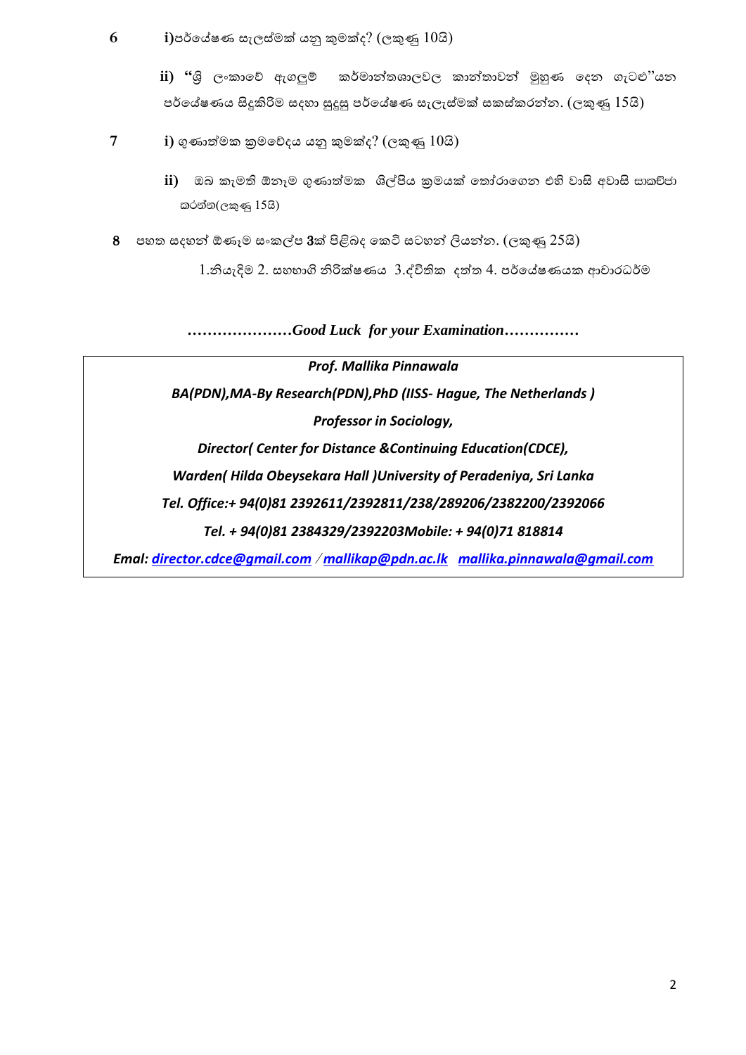6 **i)** පර්යේෂණ සැලස්මක් යනු කුමක්ද? (ලකුණු 10යි)

**ii)** "ශ්‍රී ලංකාවේ ඇඟලුම් කර්මාන්තශාලවල කාන්තාවන් මුහුණ දෙන ගැටළු"යන පර්යේෂණය සිදුකිරීම සඳහා සුදුසු පර්යේෂණ සැලැස්මක් සකස්කරන්න. (ලකුණු 15යි)

7 **i)** ගුණාත්මක ක්‍රමවේදය යනු කුමක්ද? (ලකුණු 10යි)

**ii)** ඔබ කැමති ඕනෑම ගුණාත්මක ශිල්පිය ක්‍රමයක් තෝරාගෙන එහි වාසි අවාසි සාකච්ඡා කරන්න(ලකුණු 15යි)

8 පහත සඳහන් ඕණෑම සංකල්ප **3**ක් පිළිබඳ කෙටි සටහන් ලියන්න. (ලකුණු 25යි)

1.නියැදිම 2. සහභාගි නිරික්ෂණය 3.ද්විතික දත්ත 4. පර්යේෂණයක ආචාරධර්ම

…………………***Good Luck for your Examination***……………

***Prof. Mallika Pinnawala***

***BA(PDN),MA-By Research(PDN),PhD (IISS- Hague, The Netherlands )***

***Professor in Sociology,***

***Director( Center for Distance &Continuing Education(CDCE),***

***Warden( Hilda Obeysekara Hall )University of Peradeniya, Sri Lanka***

***Tel. Office:+ 94(0)81 2392611/2392811/238/289206/2382200/2392066***

***Tel. + 94(0)81 2384329/2392203Mobile: + 94(0)71 818814***

***Emal: director.cdce@gmail.com / mallikap@pdn.ac.lk mallika.pinnawala@gmail.com***